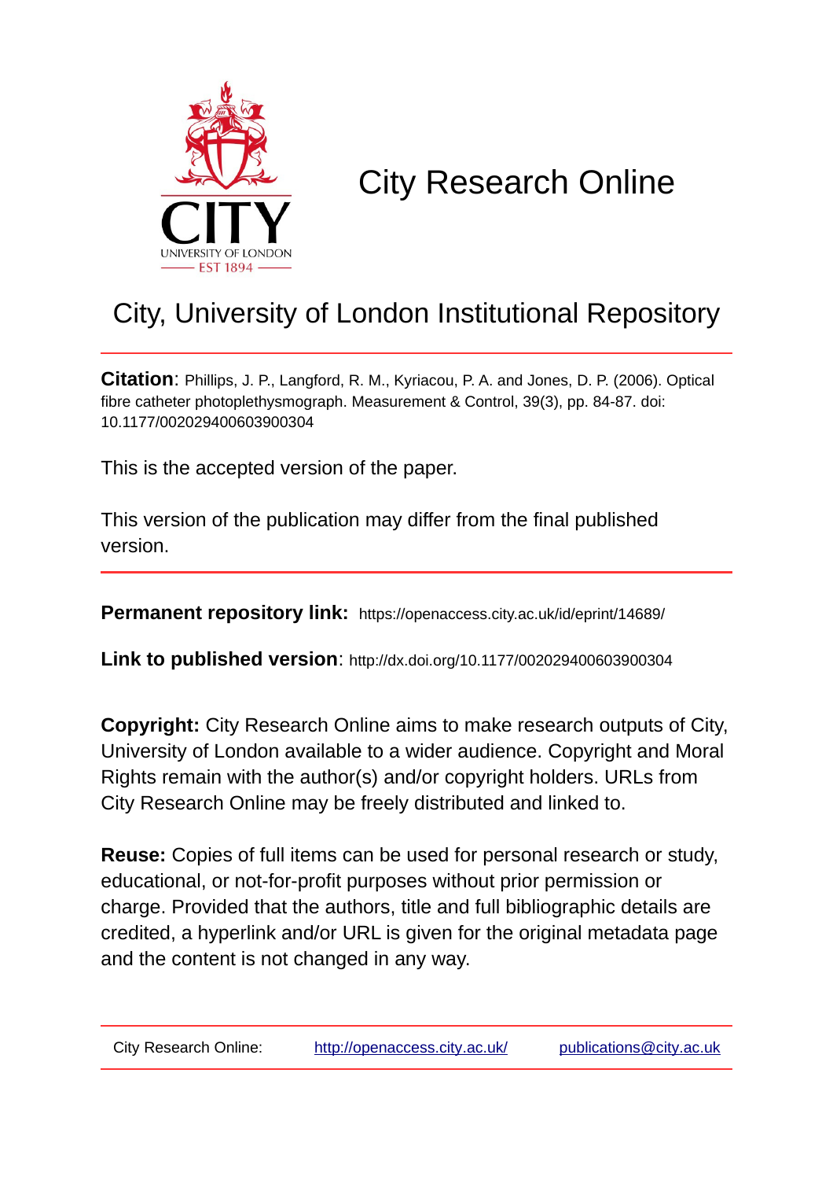# City Research Online

## City, University of London Institutional Repository

**Citation**: Phillips, J. P., Langford, R. M., Kyriacou, P. A. and Jones, D. P. (2006). Optical fibre catheter photoplethysmograph. Measurement & Control, 39(3), pp. 84-87. doi: 10.1177/002029400603900304

This is the accepted version of the paper.

This version of the publication may differ from the final published version.

**Permanent repository link:** https://openaccess.city.ac.uk/id/eprint/14689/

**Link to published version**: http://dx.doi.org/10.1177/002029400603900304

**Copyright:** City Research Online aims to make research outputs of City, University of London available to a wider audience. Copyright and Moral Rights remain with the author(s) and/or copyright holders. URLs from City Research Online may be freely distributed and linked to.

**Reuse:** Copies of full items can be used for personal research or study, educational, or not-for-profit purposes without prior permission or charge. Provided that the authors, title and full bibliographic details are credited, a hyperlink and/or URL is given for the original metadata page and the content is not changed in any way.

City Research Online: http://openaccess.city.ac.uk/ publications@city.ac.uk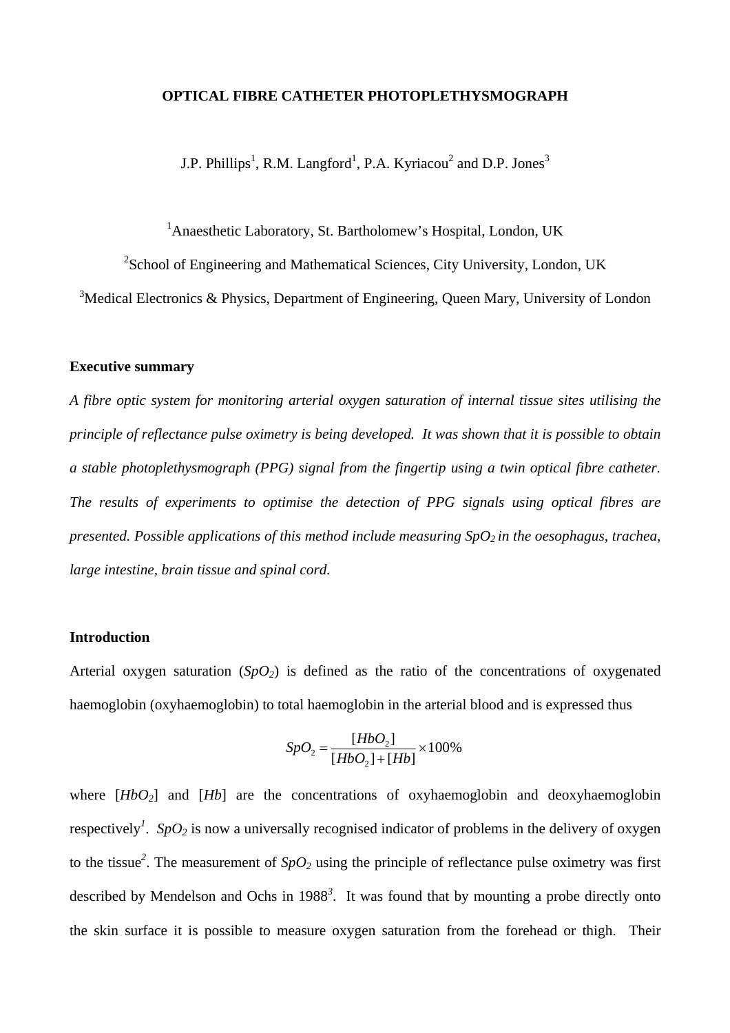# OPTICAL FIBRE CATHETER PHOTOPLETHYSMOGRAPH

J.P. Phillips[1], R.M. Langford[1], P.A. Kyriacou[2] and D.P. Jones[3]

[1]Anaesthetic Laboratory, St. Bartholomew's Hospital, London, UK

[2]School of Engineering and Mathematical Sciences, City University, London, UK

[3]Medical Electronics & Physics, Department of Engineering, Queen Mary, University of London

## Executive summary

*A fibre optic system for monitoring arterial oxygen saturation of internal tissue sites utilising the principle of reflectance pulse oximetry is being developed. It was shown that it is possible to obtain a stable photoplethysmograph (PPG) signal from the fingertip using a twin optical fibre catheter. The results of experiments to optimise the detection of PPG signals using optical fibres are presented. Possible applications of this method include measuring $SpO_2$ in the oesophagus, trachea, large intestine, brain tissue and spinal cord.*

## Introduction

Arterial oxygen saturation ($SpO_2$) is defined as the ratio of the concentrations of oxygenated haemoglobin (oxyhaemoglobin) to total haemoglobin in the arterial blood and is expressed thus

$$SpO_2 = \frac{[HbO_2]}{[HbO_2]+[Hb]} \times 100\%$$

where $[HbO_2]$ and $[Hb]$ are the concentrations of oxyhaemoglobin and deoxyhaemoglobin respectively[1]. $SpO_2$ is now a universally recognised indicator of problems in the delivery of oxygen to the tissue[2]. The measurement of $SpO_2$ using the principle of reflectance pulse oximetry was first described by Mendelson and Ochs in 1988[3]. It was found that by mounting a probe directly onto the skin surface it is possible to measure oxygen saturation from the forehead or thigh. Their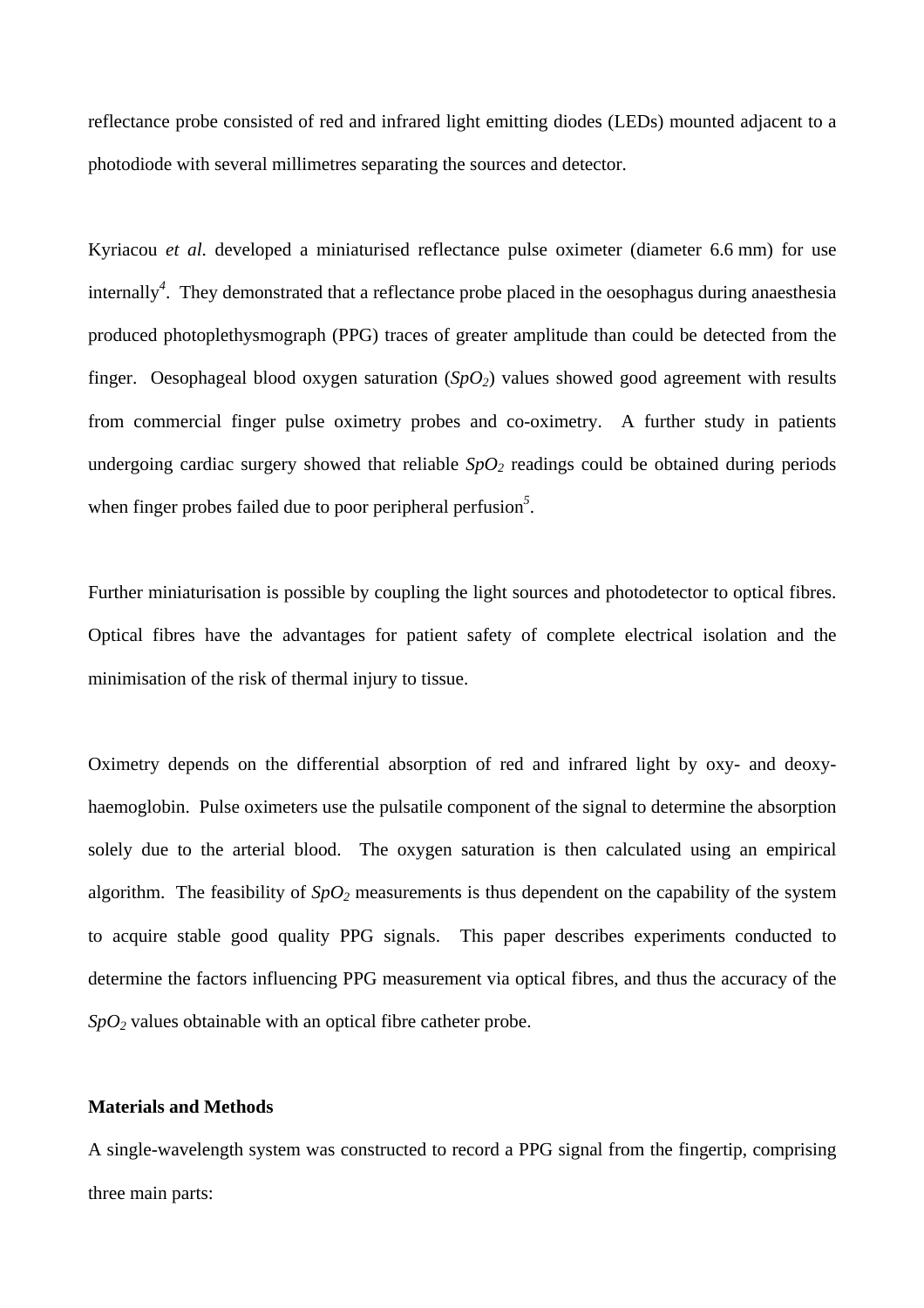reflectance probe consisted of red and infrared light emitting diodes (LEDs) mounted adjacent to a photodiode with several millimetres separating the sources and detector.

Kyriacou *et al.* developed a miniaturised reflectance pulse oximeter (diameter 6.6 mm) for use internally[4]. They demonstrated that a reflectance probe placed in the oesophagus during anaesthesia produced photoplethysmograph (PPG) traces of greater amplitude than could be detected from the finger. Oesophageal blood oxygen saturation ($SpO_2$) values showed good agreement with results from commercial finger pulse oximetry probes and co-oximetry. A further study in patients undergoing cardiac surgery showed that reliable $SpO_2$ readings could be obtained during periods when finger probes failed due to poor peripheral perfusion[5].

Further miniaturisation is possible by coupling the light sources and photodetector to optical fibres. Optical fibres have the advantages for patient safety of complete electrical isolation and the minimisation of the risk of thermal injury to tissue.

Oximetry depends on the differential absorption of red and infrared light by oxy- and deoxy-haemoglobin. Pulse oximeters use the pulsatile component of the signal to determine the absorption solely due to the arterial blood. The oxygen saturation is then calculated using an empirical algorithm. The feasibility of $SpO_2$ measurements is thus dependent on the capability of the system to acquire stable good quality PPG signals. This paper describes experiments conducted to determine the factors influencing PPG measurement via optical fibres, and thus the accuracy of the $SpO_2$ values obtainable with an optical fibre catheter probe.

**Materials and Methods**

A single-wavelength system was constructed to record a PPG signal from the fingertip, comprising three main parts: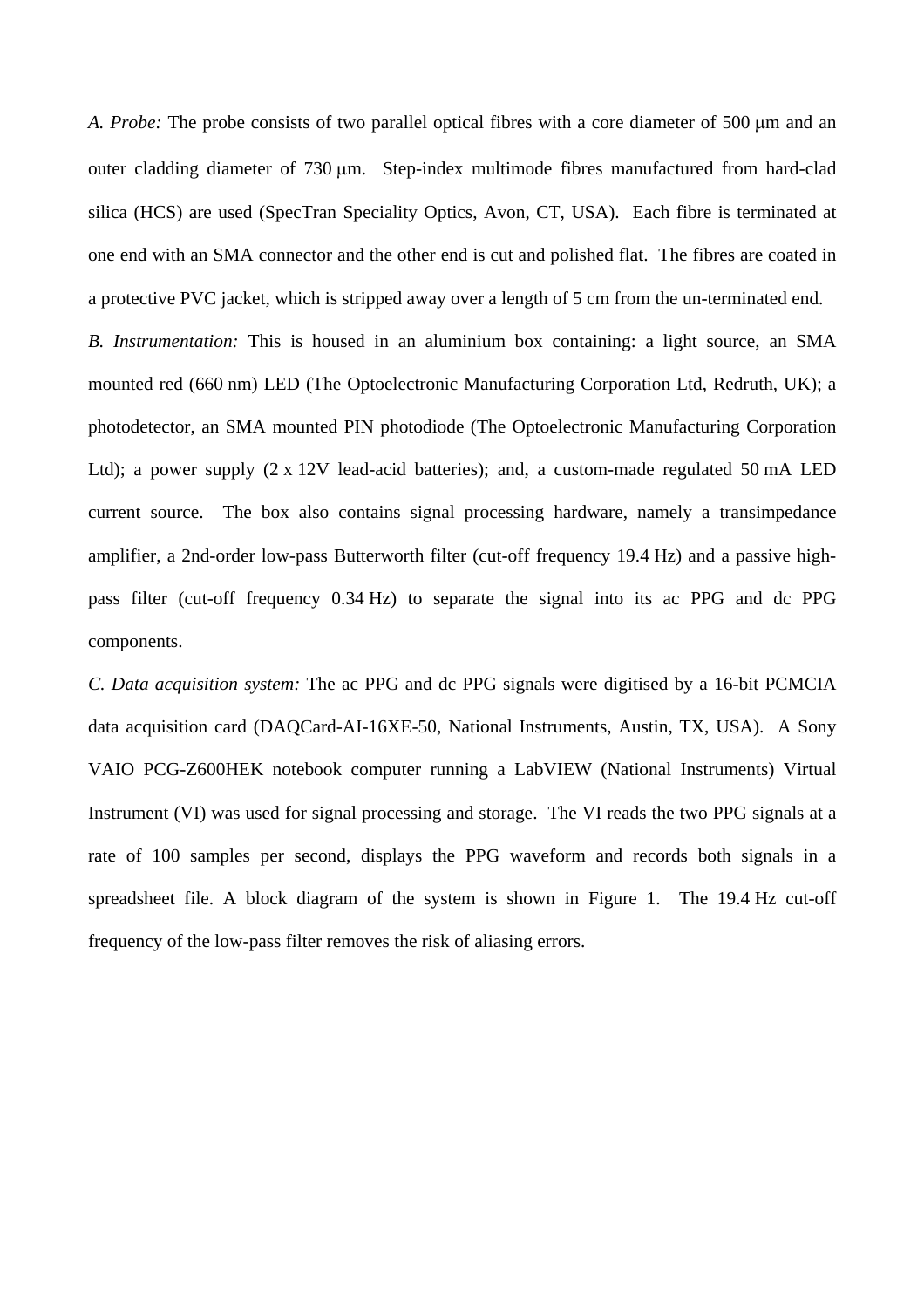*A. Probe:* The probe consists of two parallel optical fibres with a core diameter of 500 μm and an outer cladding diameter of 730 μm. Step-index multimode fibres manufactured from hard-clad silica (HCS) are used (SpecTran Speciality Optics, Avon, CT, USA). Each fibre is terminated at one end with an SMA connector and the other end is cut and polished flat. The fibres are coated in a protective PVC jacket, which is stripped away over a length of 5 cm from the un-terminated end.

*B. Instrumentation:* This is housed in an aluminium box containing: a light source, an SMA mounted red (660 nm) LED (The Optoelectronic Manufacturing Corporation Ltd, Redruth, UK); a photodetector, an SMA mounted PIN photodiode (The Optoelectronic Manufacturing Corporation Ltd); a power supply (2 x 12V lead-acid batteries); and, a custom-made regulated 50 mA LED current source. The box also contains signal processing hardware, namely a transimpedance amplifier, a 2nd-order low-pass Butterworth filter (cut-off frequency 19.4 Hz) and a passive high-pass filter (cut-off frequency 0.34 Hz) to separate the signal into its ac PPG and dc PPG components.

*C. Data acquisition system:* The ac PPG and dc PPG signals were digitised by a 16-bit PCMCIA data acquisition card (DAQCard-AI-16XE-50, National Instruments, Austin, TX, USA). A Sony VAIO PCG-Z600HEK notebook computer running a LabVIEW (National Instruments) Virtual Instrument (VI) was used for signal processing and storage. The VI reads the two PPG signals at a rate of 100 samples per second, displays the PPG waveform and records both signals in a spreadsheet file. A block diagram of the system is shown in Figure 1. The 19.4 Hz cut-off frequency of the low-pass filter removes the risk of aliasing errors.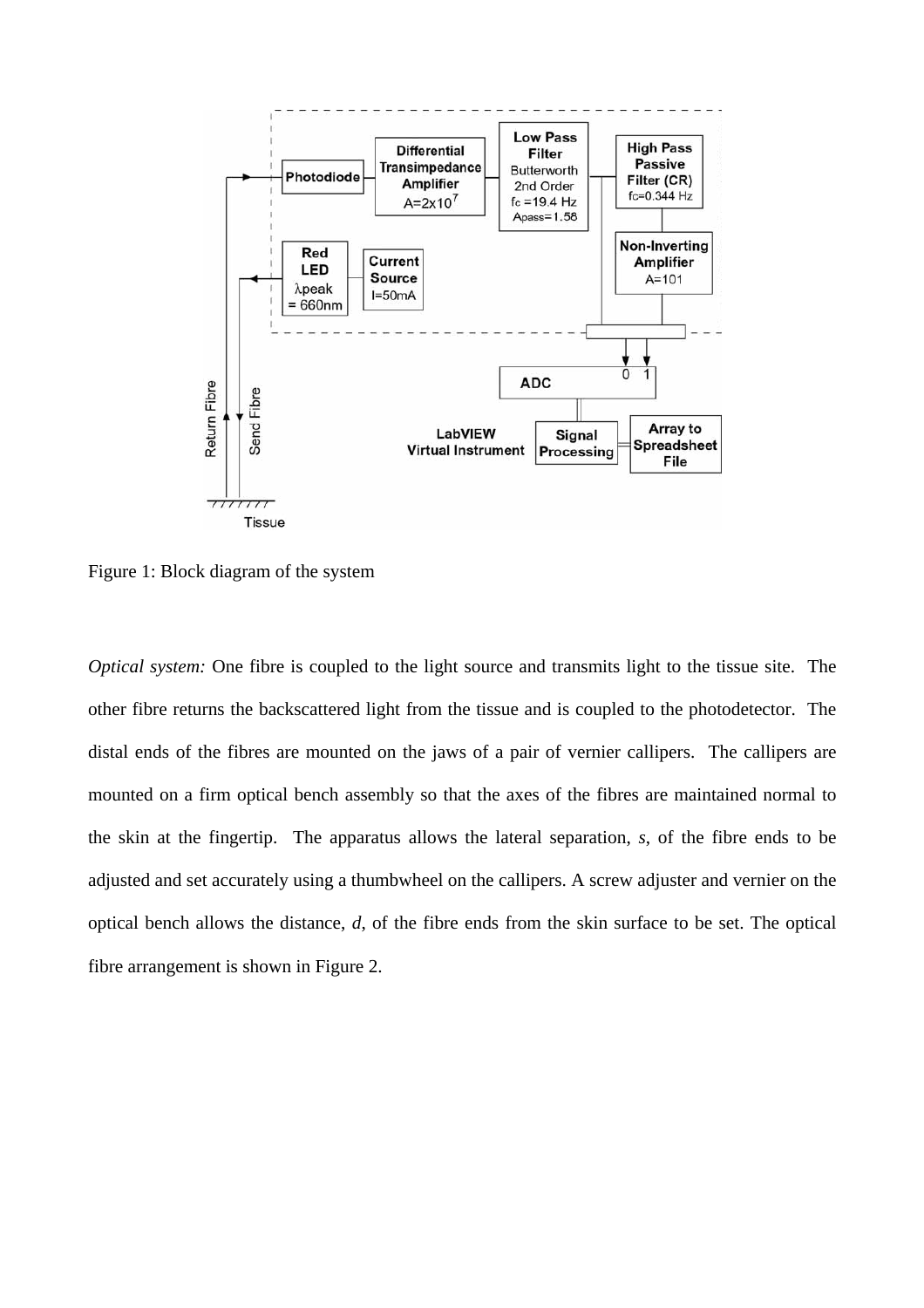Figure 1: Block diagram of the system

*Optical system:* One fibre is coupled to the light source and transmits light to the tissue site. The other fibre returns the backscattered light from the tissue and is coupled to the photodetector. The distal ends of the fibres are mounted on the jaws of a pair of vernier callipers. The callipers are mounted on a firm optical bench assembly so that the axes of the fibres are maintained normal to the skin at the fingertip. The apparatus allows the lateral separation, *s*, of the fibre ends to be adjusted and set accurately using a thumbwheel on the callipers. A screw adjuster and vernier on the optical bench allows the distance, *d*, of the fibre ends from the skin surface to be set. The optical fibre arrangement is shown in Figure 2.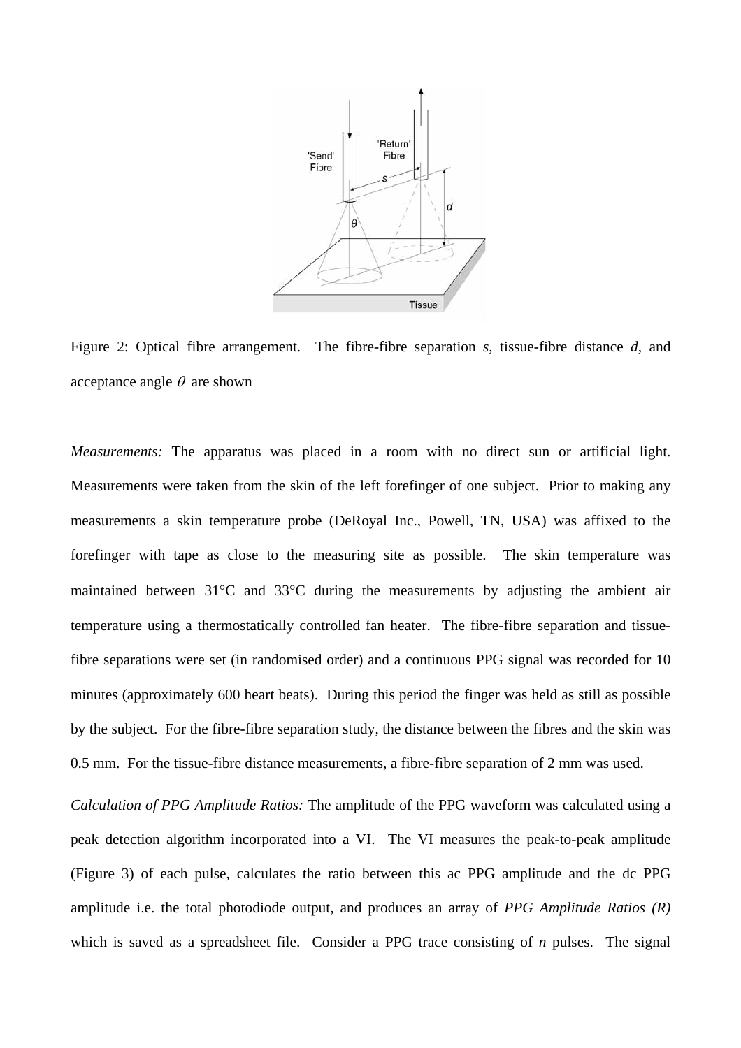Figure 2: Optical fibre arrangement. The fibre-fibre separation *s*, tissue-fibre distance *d*, and acceptance angle $\theta$ are shown

*Measurements:* The apparatus was placed in a room with no direct sun or artificial light. Measurements were taken from the skin of the left forefinger of one subject. Prior to making any measurements a skin temperature probe (DeRoyal Inc., Powell, TN, USA) was affixed to the forefinger with tape as close to the measuring site as possible. The skin temperature was maintained between 31°C and 33°C during the measurements by adjusting the ambient air temperature using a thermostatically controlled fan heater. The fibre-fibre separation and tissue-fibre separations were set (in randomised order) and a continuous PPG signal was recorded for 10 minutes (approximately 600 heart beats). During this period the finger was held as still as possible by the subject. For the fibre-fibre separation study, the distance between the fibres and the skin was 0.5 mm. For the tissue-fibre distance measurements, a fibre-fibre separation of 2 mm was used.

*Calculation of PPG Amplitude Ratios:* The amplitude of the PPG waveform was calculated using a peak detection algorithm incorporated into a VI. The VI measures the peak-to-peak amplitude (Figure 3) of each pulse, calculates the ratio between this ac PPG amplitude and the dc PPG amplitude i.e. the total photodiode output, and produces an array of *PPG Amplitude Ratios (R)* which is saved as a spreadsheet file. Consider a PPG trace consisting of *n* pulses. The signal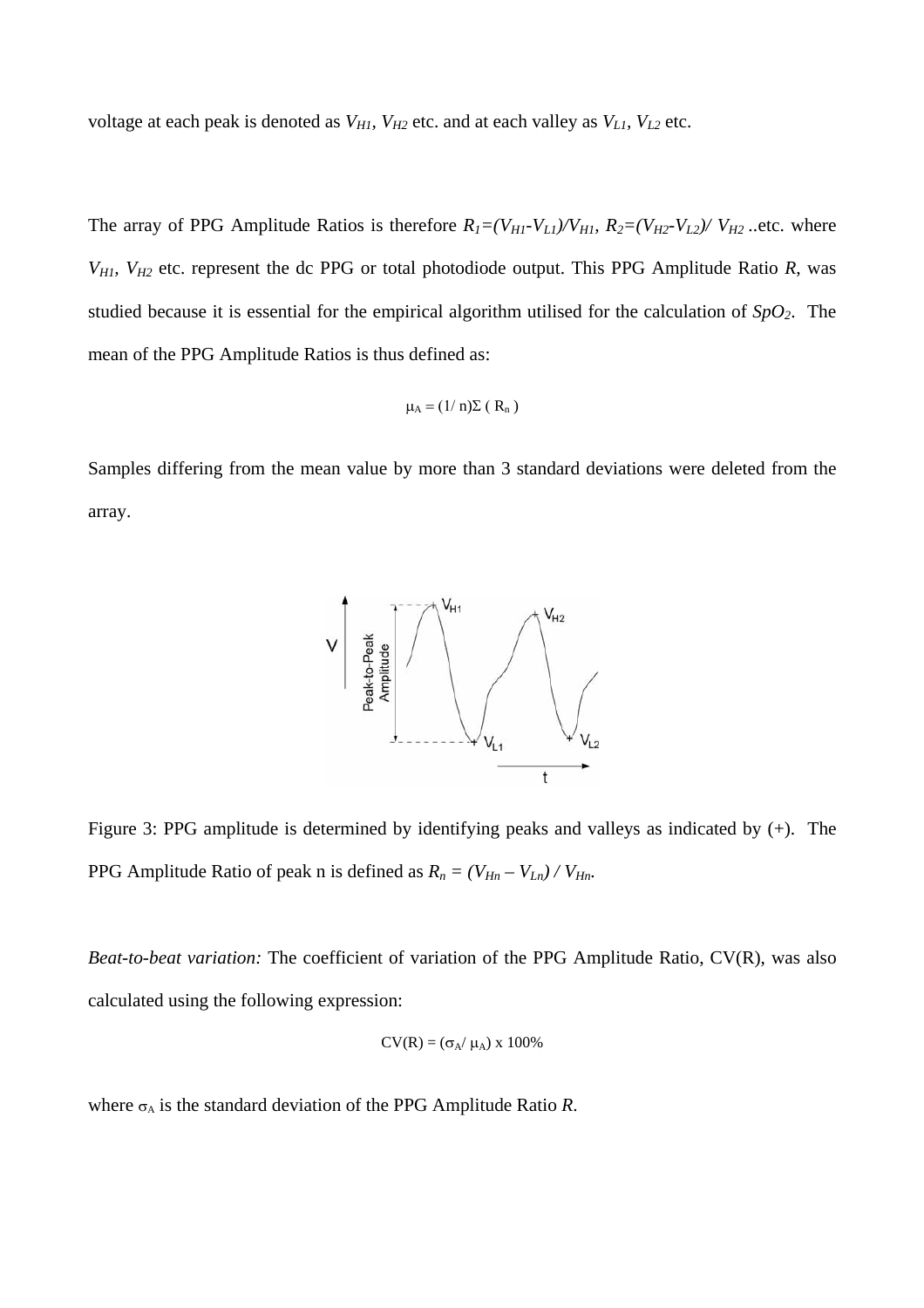voltage at each peak is denoted as $V_{H1}$, $V_{H2}$ etc. and at each valley as $V_{L1}$, $V_{L2}$ etc.

The array of PPG Amplitude Ratios is therefore $R_1=(V_{H1}-V_{L1})/V_{H1}$, $R_2=(V_{H2}-V_{L2})/V_{H2}$ ..etc. where $V_{H1}$, $V_{H2}$ etc. represent the dc PPG or total photodiode output. This PPG Amplitude Ratio *R*, was studied because it is essential for the empirical algorithm utilised for the calculation of $SpO_2$. The mean of the PPG Amplitude Ratios is thus defined as:

$$\mu_A = (1/n)\Sigma ( R_n )$$

Samples differing from the mean value by more than 3 standard deviations were deleted from the array.

Figure 3: PPG amplitude is determined by identifying peaks and valleys as indicated by (+). The PPG Amplitude Ratio of peak n is defined as $R_n = (V_{Hn} - V_{Ln}) / V_{Hn}$.

*Beat-to-beat variation:* The coefficient of variation of the PPG Amplitude Ratio, CV(R), was also calculated using the following expression:

$$CV(R) = (\sigma_A / \mu_A) \times 100\%$$

where $\sigma_A$ is the standard deviation of the PPG Amplitude Ratio *R*.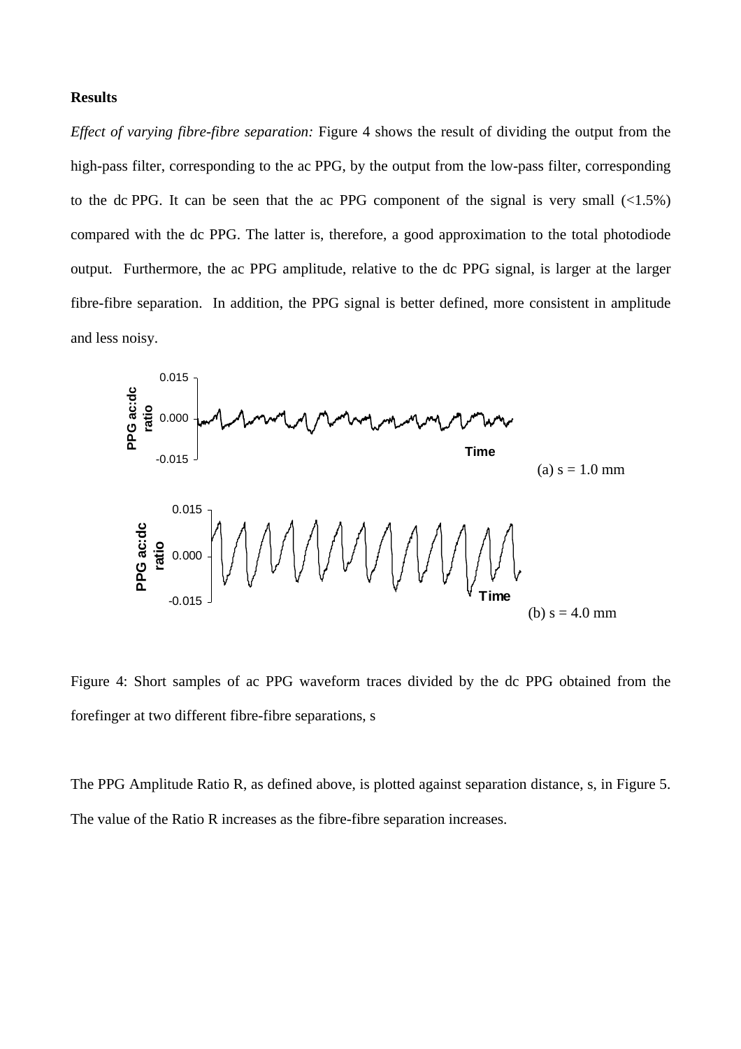**Results**

*Effect of varying fibre-fibre separation:* Figure 4 shows the result of dividing the output from the high-pass filter, corresponding to the ac PPG, by the output from the low-pass filter, corresponding to the dc PPG. It can be seen that the ac PPG component of the signal is very small (<1.5%) compared with the dc PPG. The latter is, therefore, a good approximation to the total photodiode output. Furthermore, the ac PPG amplitude, relative to the dc PPG signal, is larger at the larger fibre-fibre separation. In addition, the PPG signal is better defined, more consistent in amplitude and less noisy.

(a) s = 1.0 mm

(b) s = 4.0 mm

Figure 4: Short samples of ac PPG waveform traces divided by the dc PPG obtained from the forefinger at two different fibre-fibre separations, s

The PPG Amplitude Ratio R, as defined above, is plotted against separation distance, s, in Figure 5. The value of the Ratio R increases as the fibre-fibre separation increases.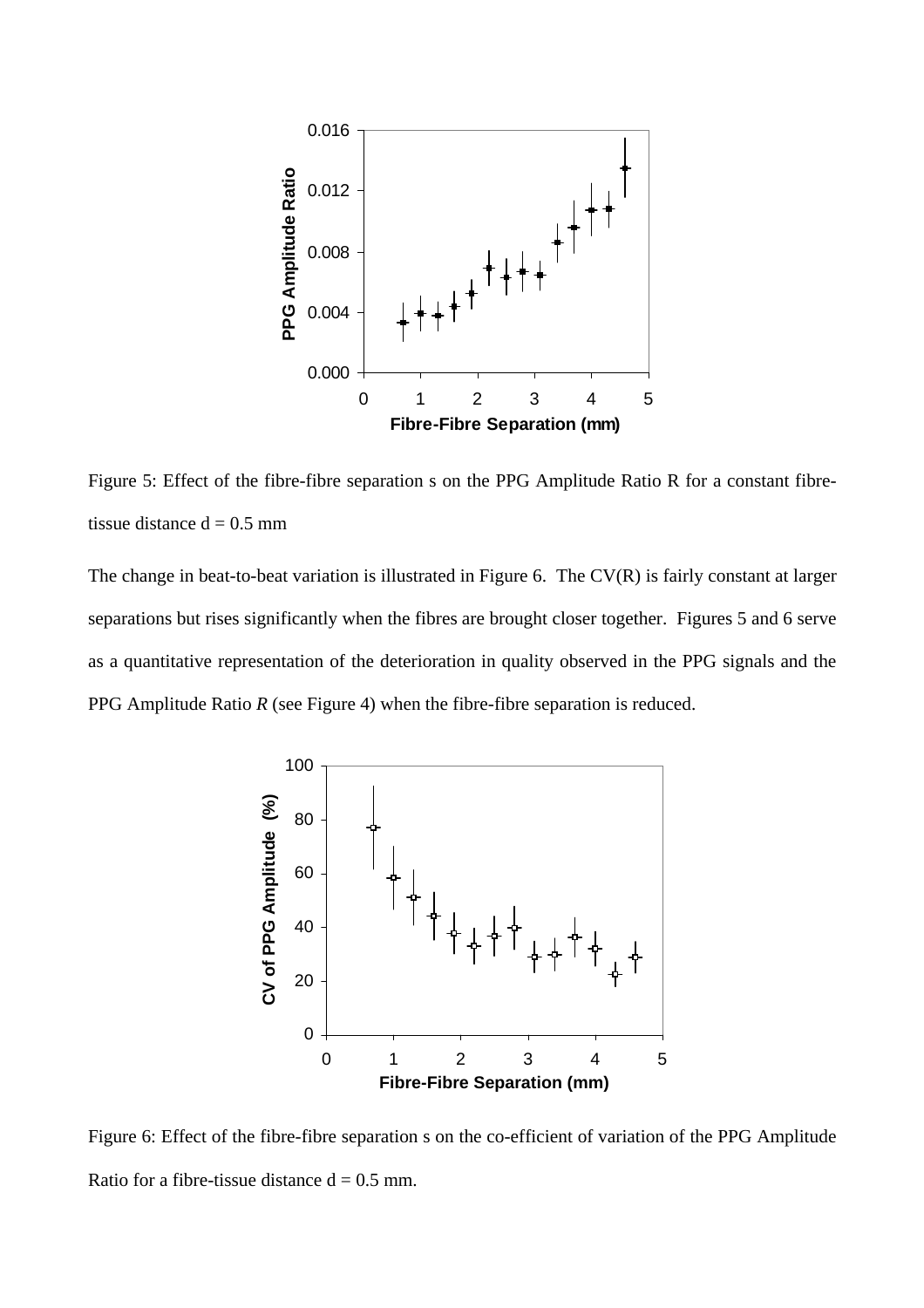Figure 5: Effect of the fibre-fibre separation s on the PPG Amplitude Ratio R for a constant fibre-tissue distance d = 0.5 mm

The change in beat-to-beat variation is illustrated in Figure 6. The CV(R) is fairly constant at larger separations but rises significantly when the fibres are brought closer together. Figures 5 and 6 serve as a quantitative representation of the deterioration in quality observed in the PPG signals and the PPG Amplitude Ratio *R* (see Figure 4) when the fibre-fibre separation is reduced.

Figure 6: Effect of the fibre-fibre separation s on the co-efficient of variation of the PPG Amplitude Ratio for a fibre-tissue distance d = 0.5 mm.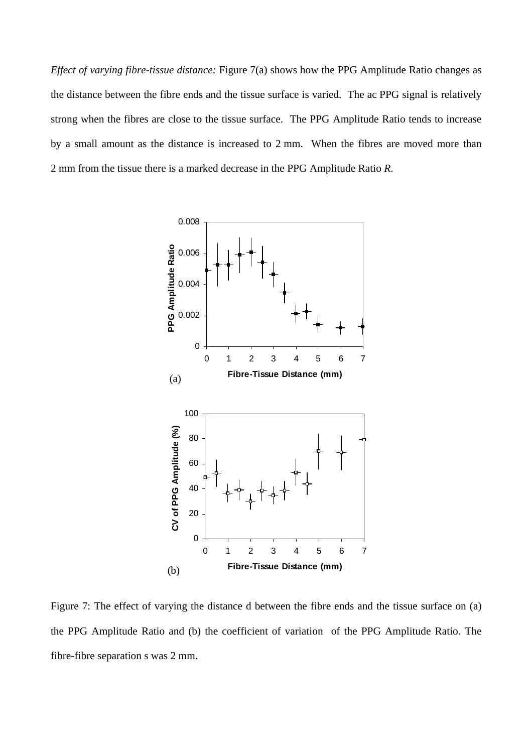*Effect of varying fibre-tissue distance:* Figure 7(a) shows how the PPG Amplitude Ratio changes as the distance between the fibre ends and the tissue surface is varied. The ac PPG signal is relatively strong when the fibres are close to the tissue surface. The PPG Amplitude Ratio tends to increase by a small amount as the distance is increased to 2 mm. When the fibres are moved more than 2 mm from the tissue there is a marked decrease in the PPG Amplitude Ratio *R*.

Figure 7: The effect of varying the distance d between the fibre ends and the tissue surface on (a) the PPG Amplitude Ratio and (b) the coefficient of variation of the PPG Amplitude Ratio. The fibre-fibre separation s was 2 mm.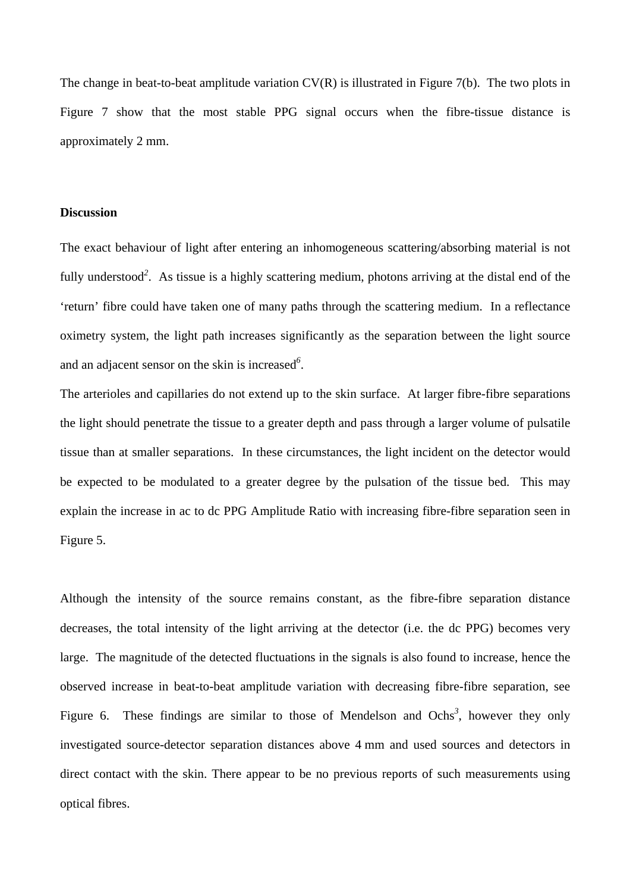The change in beat-to-beat amplitude variation CV(R) is illustrated in Figure 7(b). The two plots in Figure 7 show that the most stable PPG signal occurs when the fibre-tissue distance is approximately 2 mm.

**Discussion**

The exact behaviour of light after entering an inhomogeneous scattering/absorbing material is not fully understood[2]. As tissue is a highly scattering medium, photons arriving at the distal end of the 'return' fibre could have taken one of many paths through the scattering medium. In a reflectance oximetry system, the light path increases significantly as the separation between the light source and an adjacent sensor on the skin is increased[6].

The arterioles and capillaries do not extend up to the skin surface. At larger fibre-fibre separations the light should penetrate the tissue to a greater depth and pass through a larger volume of pulsatile tissue than at smaller separations. In these circumstances, the light incident on the detector would be expected to be modulated to a greater degree by the pulsation of the tissue bed. This may explain the increase in ac to dc PPG Amplitude Ratio with increasing fibre-fibre separation seen in Figure 5.

Although the intensity of the source remains constant, as the fibre-fibre separation distance decreases, the total intensity of the light arriving at the detector (i.e. the dc PPG) becomes very large. The magnitude of the detected fluctuations in the signals is also found to increase, hence the observed increase in beat-to-beat amplitude variation with decreasing fibre-fibre separation, see Figure 6. These findings are similar to those of Mendelson and Ochs[3], however they only investigated source-detector separation distances above 4 mm and used sources and detectors in direct contact with the skin. There appear to be no previous reports of such measurements using optical fibres.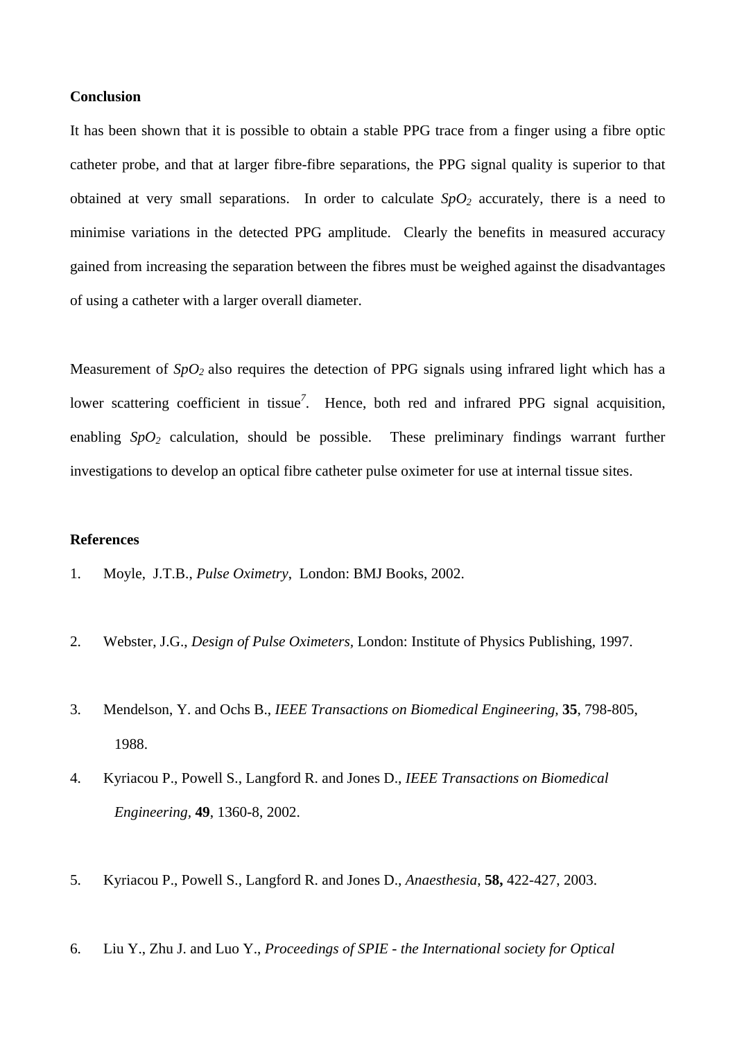**Conclusion**

It has been shown that it is possible to obtain a stable PPG trace from a finger using a fibre optic catheter probe, and that at larger fibre-fibre separations, the PPG signal quality is superior to that obtained at very small separations. In order to calculate $SpO_2$ accurately, there is a need to minimise variations in the detected PPG amplitude. Clearly the benefits in measured accuracy gained from increasing the separation between the fibres must be weighed against the disadvantages of using a catheter with a larger overall diameter.

Measurement of $SpO_2$ also requires the detection of PPG signals using infrared light which has a lower scattering coefficient in tissue[7]. Hence, both red and infrared PPG signal acquisition, enabling $SpO_2$ calculation, should be possible. These preliminary findings warrant further investigations to develop an optical fibre catheter pulse oximeter for use at internal tissue sites.

**References**

1. Moyle, J.T.B., *Pulse Oximetry*, London: BMJ Books, 2002.

2. Webster, J.G., *Design of Pulse Oximeters*, London: Institute of Physics Publishing, 1997.

3. Mendelson, Y. and Ochs B., *IEEE Transactions on Biomedical Engineering*, **35**, 798-805, 1988.

4. Kyriacou P., Powell S., Langford R. and Jones D., *IEEE Transactions on Biomedical Engineering*, **49**, 1360-8, 2002.

5. Kyriacou P., Powell S., Langford R. and Jones D., *Anaesthesia*, **58,** 422-427, 2003.

6. Liu Y., Zhu J. and Luo Y., *Proceedings of SPIE - the International society for Optical*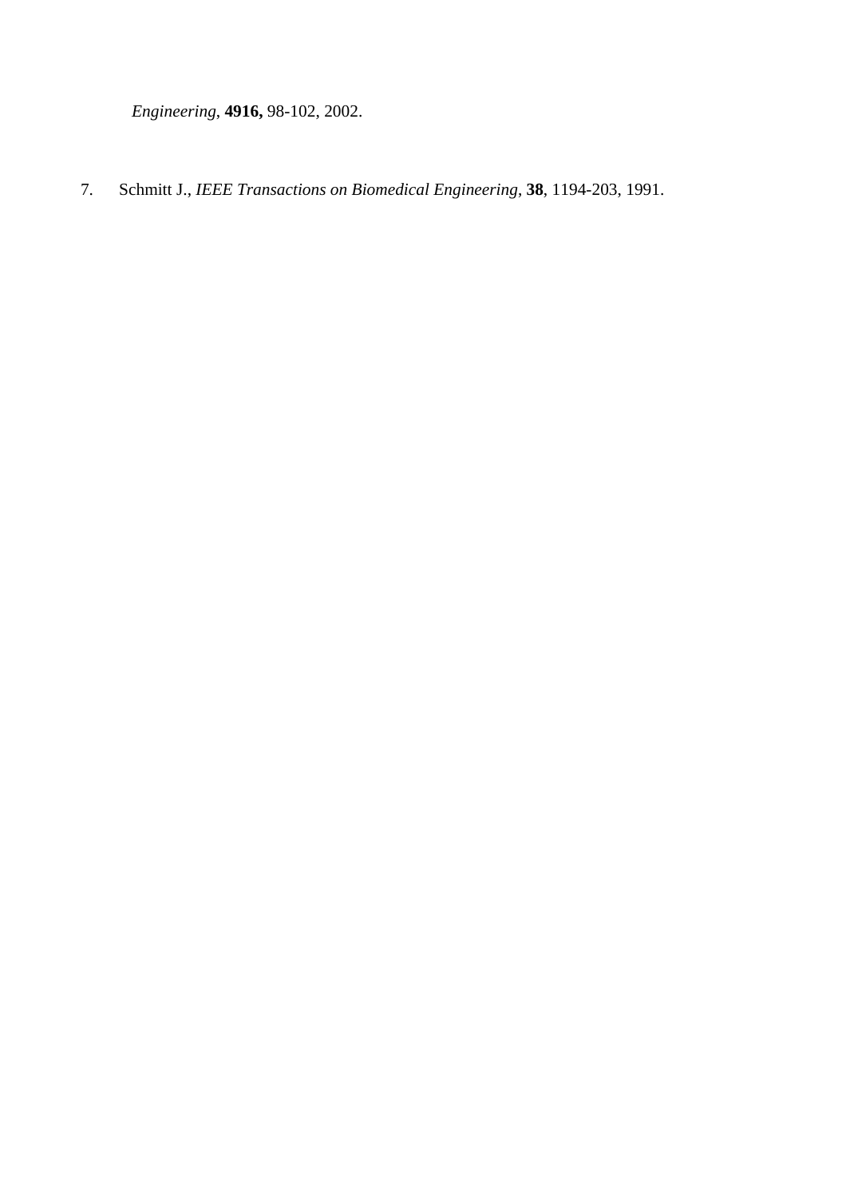*Engineering*, **4916,** 98-102, 2002.

7. Schmitt J., *IEEE Transactions on Biomedical Engineering*, **38**, 1194-203, 1991.